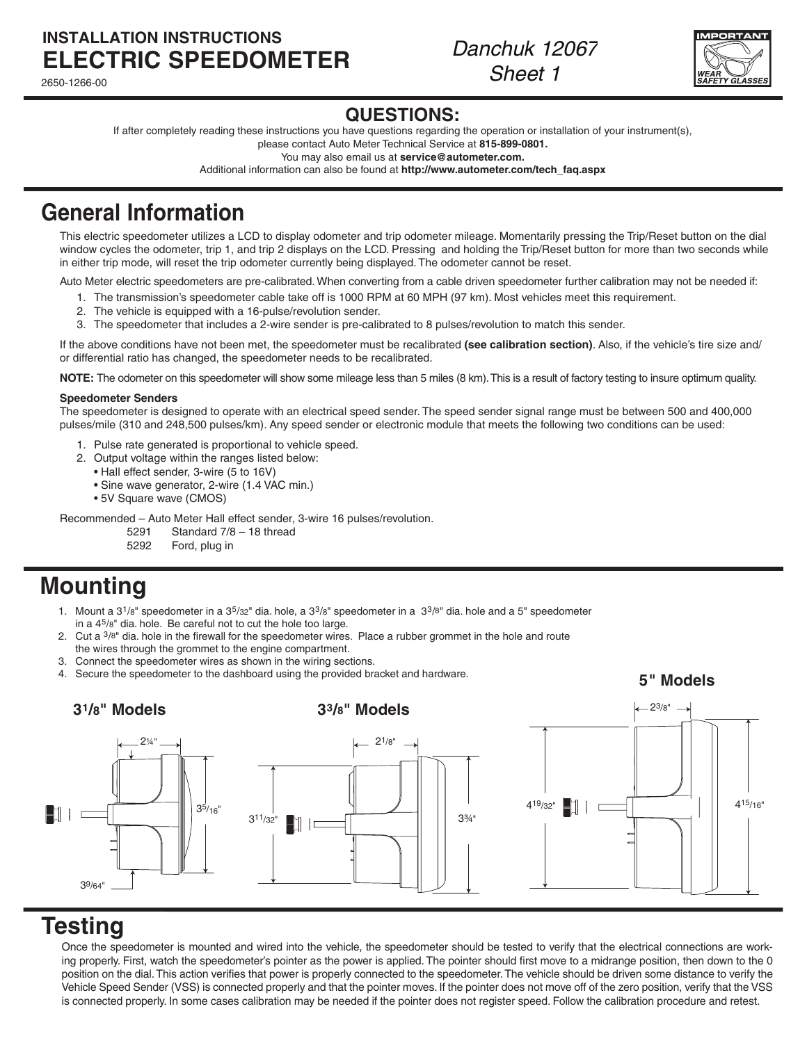# INSTALLATION INSTRUCTIONS
# ELECTRIC SPEEDOMETER

2650-1266-00

*Danchuk 12067*
*Sheet 1*

IMPORTANT
WEAR SAFETY GLASSES

## QUESTIONS:

If after completely reading these instructions you have questions regarding the operation or installation of your instrument(s), please contact Auto Meter Technical Service at **815-899-0801.**
You may also email us at **service@autometer.com.**
Additional information can also be found at **http://www.autometer.com/tech_faq.aspx**

## General Information

This electric speedometer utilizes a LCD to display odometer and trip odometer mileage. Momentarily pressing the Trip/Reset button on the dial window cycles the odometer, trip 1, and trip 2 displays on the LCD. Pressing and holding the Trip/Reset button for more than two seconds while in either trip mode, will reset the trip odometer currently being displayed. The odometer cannot be reset.

Auto Meter electric speedometers are pre-calibrated. When converting from a cable driven speedometer further calibration may not be needed if:

1. The transmission's speedometer cable take off is 1000 RPM at 60 MPH (97 km). Most vehicles meet this requirement.
2. The vehicle is equipped with a 16-pulse/revolution sender.
3. The speedometer that includes a 2-wire sender is pre-calibrated to 8 pulses/revolution to match this sender.

If the above conditions have not been met, the speedometer must be recalibrated **(see calibration section)**. Also, if the vehicle's tire size and/or differential ratio has changed, the speedometer needs to be recalibrated.

**NOTE:** The odometer on this speedometer will show some mileage less than 5 miles (8 km). This is a result of factory testing to insure optimum quality.

**Speedometer Senders**
The speedometer is designed to operate with an electrical speed sender. The speed sender signal range must be between 500 and 400,000 pulses/mile (310 and 248,500 pulses/km). Any speed sender or electronic module that meets the following two conditions can be used:

1. Pulse rate generated is proportional to vehicle speed.
2. Output voltage within the ranges listed below:
   - Hall effect sender, 3-wire (5 to 16V)
   - Sine wave generator, 2-wire (1.4 VAC min.)
   - 5V Square wave (CMOS)

Recommended – Auto Meter Hall effect sender, 3-wire 16 pulses/revolution.

| | |
|---|---|
| 5291 | Standard 7/8 – 18 thread |
| 5292 | Ford, plug in |

## Mounting

1. Mount a 3 1/8" speedometer in a 3 5/32" dia. hole, a 3 3/8" speedometer in a 3 3/8" dia. hole and a 5" speedometer in a 4 5/8" dia. hole. Be careful not to cut the hole too large.
2. Cut a 3/8" dia. hole in the firewall for the speedometer wires. Place a rubber grommet in the hole and route the wires through the grommet to the engine compartment.
3. Connect the speedometer wires as shown in the wiring sections.
4. Secure the speedometer to the dashboard using the provided bracket and hardware.

**3 1/8" Models** — 2¼", 3 5/16", 3 9/64"

**3 3/8" Models** — 2 1/8", 3 11/32", 3¾"

**5" Models** — 2 3/8", 4 19/32", 4 15/16"

## Testing

Once the speedometer is mounted and wired into the vehicle, the speedometer should be tested to verify that the electrical connections are working properly. First, watch the speedometer's pointer as the power is applied. The pointer should first move to a midrange position, then down to the 0 position on the dial. This action verifies that power is properly connected to the speedometer. The vehicle should be driven some distance to verify the Vehicle Speed Sender (VSS) is connected properly and that the pointer moves. If the pointer does not move off of the zero position, verify that the VSS is connected properly. In some cases calibration may be needed if the pointer does not register speed. Follow the calibration procedure and retest.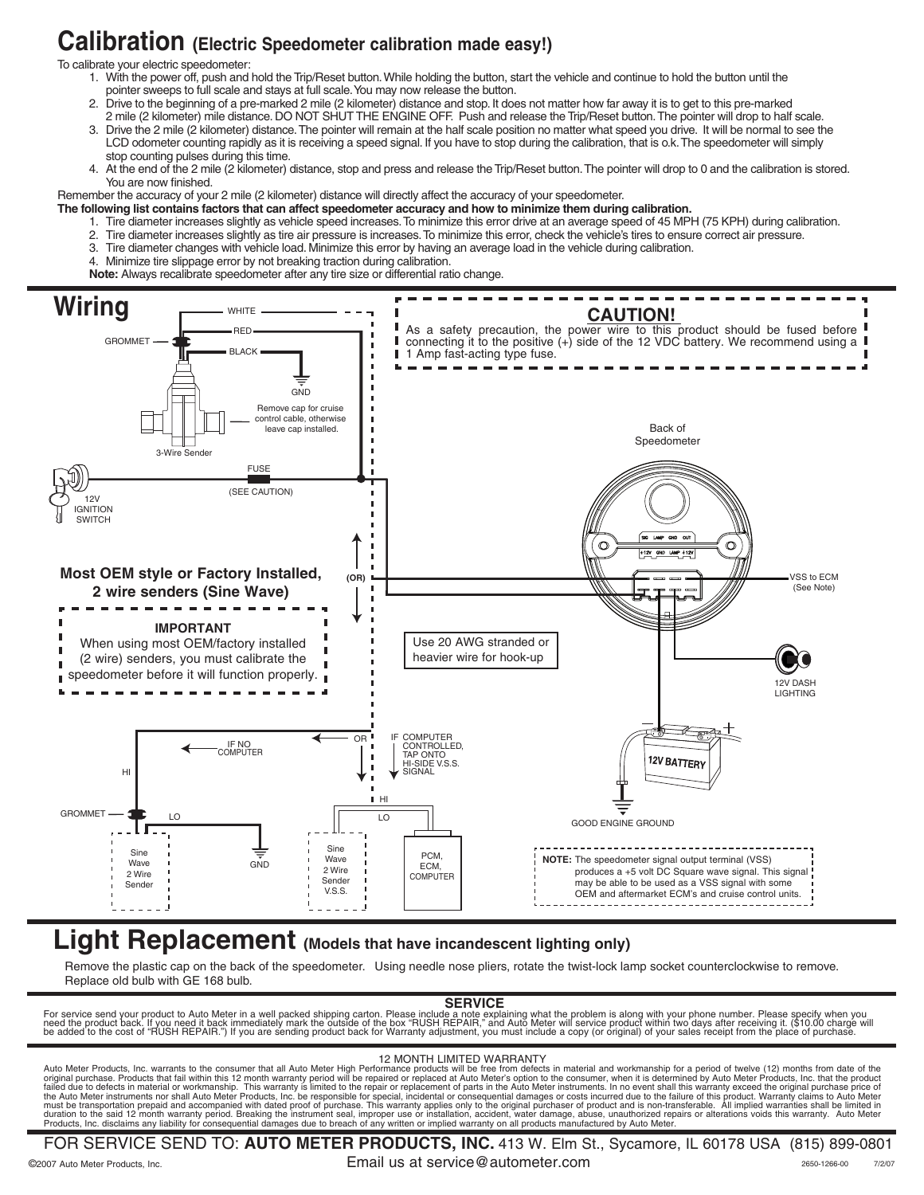# Calibration (Electric Speedometer calibration made easy!)

To calibrate your electric speedometer:

1. With the power off, push and hold the Trip/Reset button. While holding the button, start the vehicle and continue to hold the button until the pointer sweeps to full scale and stays at full scale. You may now release the button.
2. Drive to the beginning of a pre-marked 2 mile (2 kilometer) distance and stop. It does not matter how far away it is to get to this pre-marked 2 mile (2 kilometer) mile distance. DO NOT SHUT THE ENGINE OFF. Push and release the Trip/Reset button. The pointer will drop to half scale.
3. Drive the 2 mile (2 kilometer) distance. The pointer will remain at the half scale position no matter what speed you drive. It will be normal to see the LCD odometer counting rapidly as it is receiving a speed signal. If you have to stop during the calibration, that is o.k. The speedometer will simply stop counting pulses during this time.
4. At the end of the 2 mile (2 kilometer) distance, stop and press and release the Trip/Reset button. The pointer will drop to 0 and the calibration is stored. You are now finished.

Remember the accuracy of your 2 mile (2 kilometer) distance will directly affect the accuracy of your speedometer.

**The following list contains factors that can affect speedometer accuracy and how to minimize them during calibration.**

1. Tire diameter increases slightly as vehicle speed increases. To minimize this error drive at an average speed of 45 MPH (75 KPH) during calibration.
2. Tire diameter increases slightly as tire air pressure is increases. To minimize this error, check the vehicle's tires to ensure correct air pressure.
3. Tire diameter changes with vehicle load. Minimize this error by having an average load in the vehicle during calibration.
4. Minimize tire slippage error by not breaking traction during calibration.

**Note:** Always recalibrate speedometer after any tire size or differential ratio change.

# Wiring

WHITE
RED
BLACK
GROMMET
GND
Remove cap for cruise control cable, otherwise leave cap installed.
3-Wire Sender
FUSE
(SEE CAUTION)
12V IGNITION SWITCH

**CAUTION!**
As a safety precaution, the power wire to this product should be fused before connecting it to the positive (+) side of the 12 VDC battery. We recommend using a 1 Amp fast-acting type fuse.

Back of Speedometer
SIG LAMP GND OUT
+12V GND LAMP +12V
VSS to ECM (See Note)

**Most OEM style or Factory Installed, 2 wire senders (Sine Wave)**

(OR)

**IMPORTANT**
When using most OEM/factory installed (2 wire) senders, you must calibrate the speedometer before it will function properly.

Use 20 AWG stranded or heavier wire for hook-up

12V DASH LIGHTING

IF NO COMPUTER
OR
IF COMPUTER CONTROLLED, TAP ONTO HI-SIDE V.S.S. SIGNAL
HI
GROMMET
LO
HI
LO
Sine Wave 2 Wire Sender
GND
Sine Wave 2 Wire Sender V.S.S.
PCM, ECM, COMPUTER
12V BATTERY
GOOD ENGINE GROUND

**NOTE:** The speedometer signal output terminal (VSS) produces a +5 volt DC Square wave signal. This signal may be able to be used as a VSS signal with some OEM and aftermarket ECM's and cruise control units.

# Light Replacement (Models that have incandescent lighting only)

Remove the plastic cap on the back of the speedometer. Using needle nose pliers, rotate the twist-lock lamp socket counterclockwise to remove. Replace old bulb with GE 168 bulb.

## SERVICE

For service send your product to Auto Meter in a well packed shipping carton. Please include a note explaining what the problem is along with your phone number. Please specify when you need the product back. If you need it back immediately mark the outside of the box "RUSH REPAIR," and Auto Meter will service product within two days after receiving it. ($10.00 charge will be added to the cost of "RUSH REPAIR.") If you are sending product back for Warranty adjustment, you must include a copy (or original) of your sales receipt from the place of purchase.

## 12 MONTH LIMITED WARRANTY

Auto Meter Products, Inc. warrants to the consumer that all Auto Meter High Performance products will be free from defects in material and workmanship for a period of twelve (12) months from date of the original purchase. Products that fail within this 12 month warranty period will be repaired or replaced at Auto Meter's option to the consumer, when it is determined by Auto Meter Products, Inc. that the product failed due to defects in material or workmanship. This warranty is limited to the repair or replacement of parts in the Auto Meter instruments. In no event shall this warranty exceed the original purchase price of the Auto Meter instruments nor shall Auto Meter Products, Inc. be responsible for special, incidental or consequential damages or costs incurred due to the failure of this product. Warranty claims to Auto Meter must be transportation prepaid and accompanied with dated proof of purchase. This warranty applies only to the original purchaser of product and is non-transferable. All implied warranties shall be limited in duration to the said 12 month warranty period. Breaking the instrument seal, improper use or installation, accident, water damage, abuse, unauthorized repairs or alterations voids this warranty. Auto Meter Products, Inc. disclaims any liability for consequential damages due to breach of any written or implied warranty on all products manufactured by Auto Meter.

FOR SERVICE SEND TO: **AUTO METER PRODUCTS, INC.** 413 W. Elm St., Sycamore, IL 60178 USA (815) 899-0801

©2007 Auto Meter Products, Inc. Email us at service@autometer.com 2650-1266-00 7/2/07